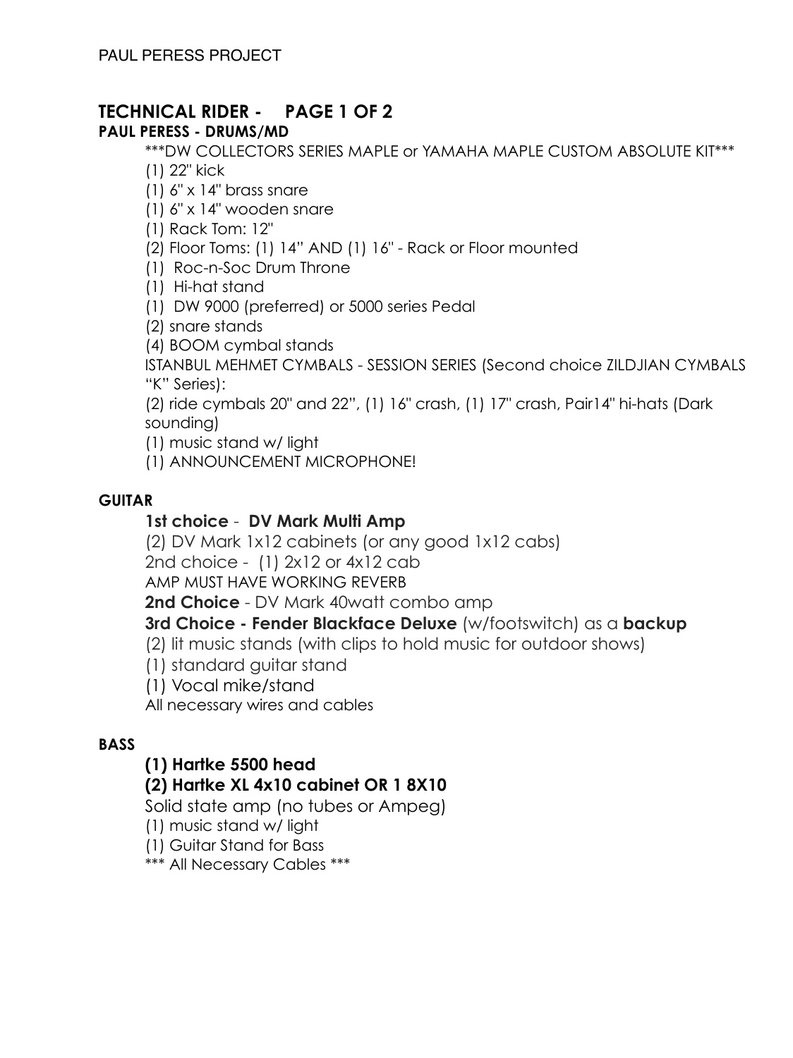PAUL PERESS PROJECT

# TECHNICAL RIDER - PAGE 1 OF 2

## PAUL PERESS - DRUMS/MD

***DW COLLECTORS SERIES MAPLE or YAMAHA MAPLE CUSTOM ABSOLUTE KIT***

(1) 22" kick
(1) 6" x 14" brass snare
(1) 6" x 14" wooden snare
(1) Rack Tom: 12"
(2) Floor Toms: (1) 14" AND (1) 16" - Rack or Floor mounted
(1) Roc-n-Soc Drum Throne
(1) Hi-hat stand
(1) DW 9000 (preferred) or 5000 series Pedal
(2) snare stands
(4) BOOM cymbal stands
ISTANBUL MEHMET CYMBALS - SESSION SERIES (Second choice ZILDJIAN CYMBALS "K" Series):
(2) ride cymbals 20" and 22", (1) 16" crash, (1) 17" crash, Pair14" hi-hats (Dark sounding)
(1) music stand w/ light
(1) ANNOUNCEMENT MICROPHONE!

## GUITAR

**1st choice** - **DV Mark Multi Amp**
(2) DV Mark 1x12 cabinets (or any good 1x12 cabs)
2nd choice - (1) 2x12 or 4x12 cab
AMP MUST HAVE WORKING REVERB
**2nd Choice** - DV Mark 40watt combo amp
**3rd Choice - Fender Blackface Deluxe** (w/footswitch) as a **backup**
(2) lit music stands (with clips to hold music for outdoor shows)
(1) standard guitar stand
(1) Vocal mike/stand
All necessary wires and cables

## BASS

**(1) Hartke 5500 head**
**(2) Hartke XL 4x10 cabinet OR 1 8X10**
Solid state amp (no tubes or Ampeg)
(1) music stand w/ light
(1) Guitar Stand for Bass
*** All Necessary Cables ***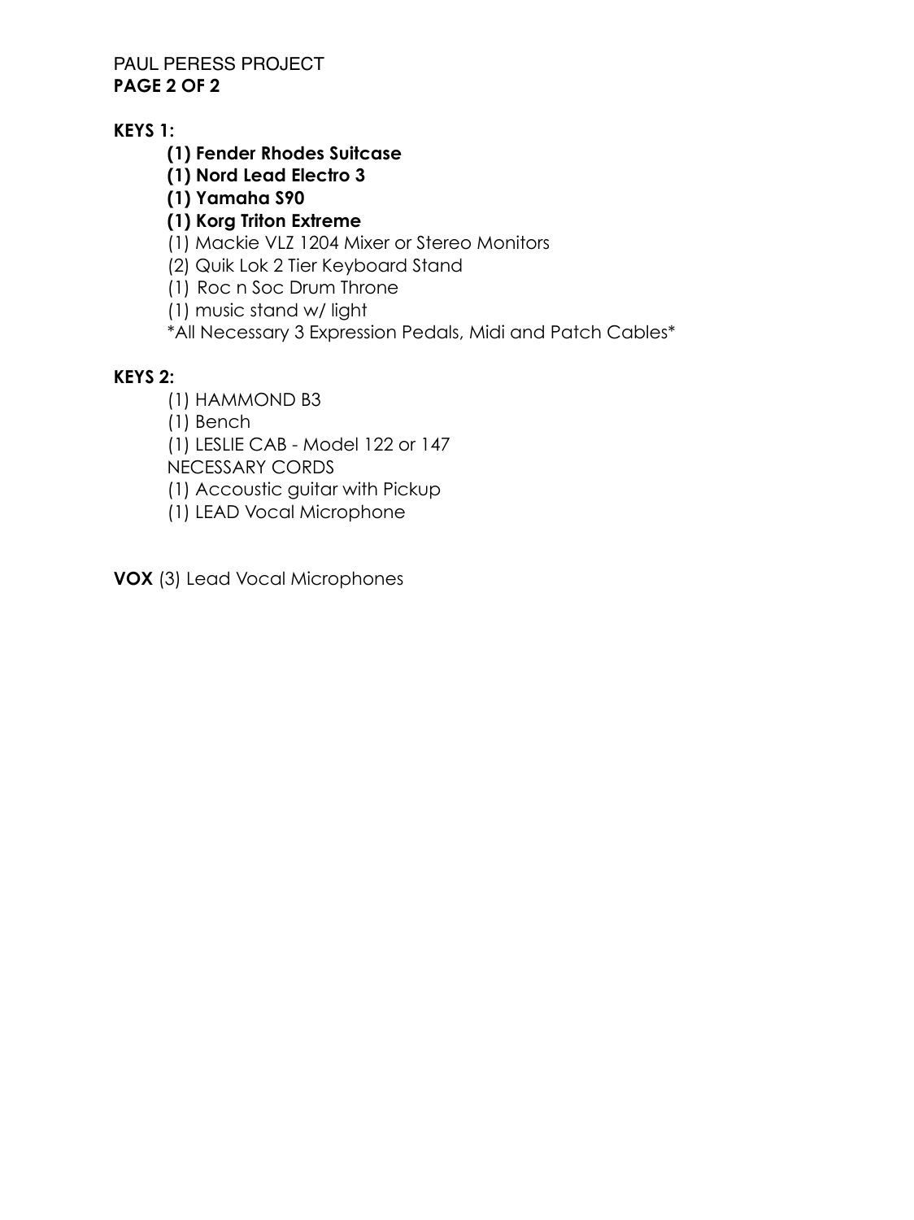PAUL PERESS PROJECT

**KEYS 1:**

- **(1) Fender Rhodes Suitcase**
- **(1) Nord Lead Electro 3**
- **(1) Yamaha S90**
- **(1) Korg Triton Extreme**
- (1) Mackie VLZ 1204 Mixer or Stereo Monitors
- (2) Quik Lok 2 Tier Keyboard Stand
- (1) Roc n Soc Drum Throne
- (1) music stand w/ light
- *All Necessary 3 Expression Pedals, Midi and Patch Cables*

**KEYS 2:**

- (1) HAMMOND B3
- (1) Bench
- (1) LESLIE CAB - Model 122 or 147
- NECESSARY CORDS
- (1) Accoustic guitar with Pickup
- (1) LEAD Vocal Microphone

**VOX** (3) Lead Vocal Microphones